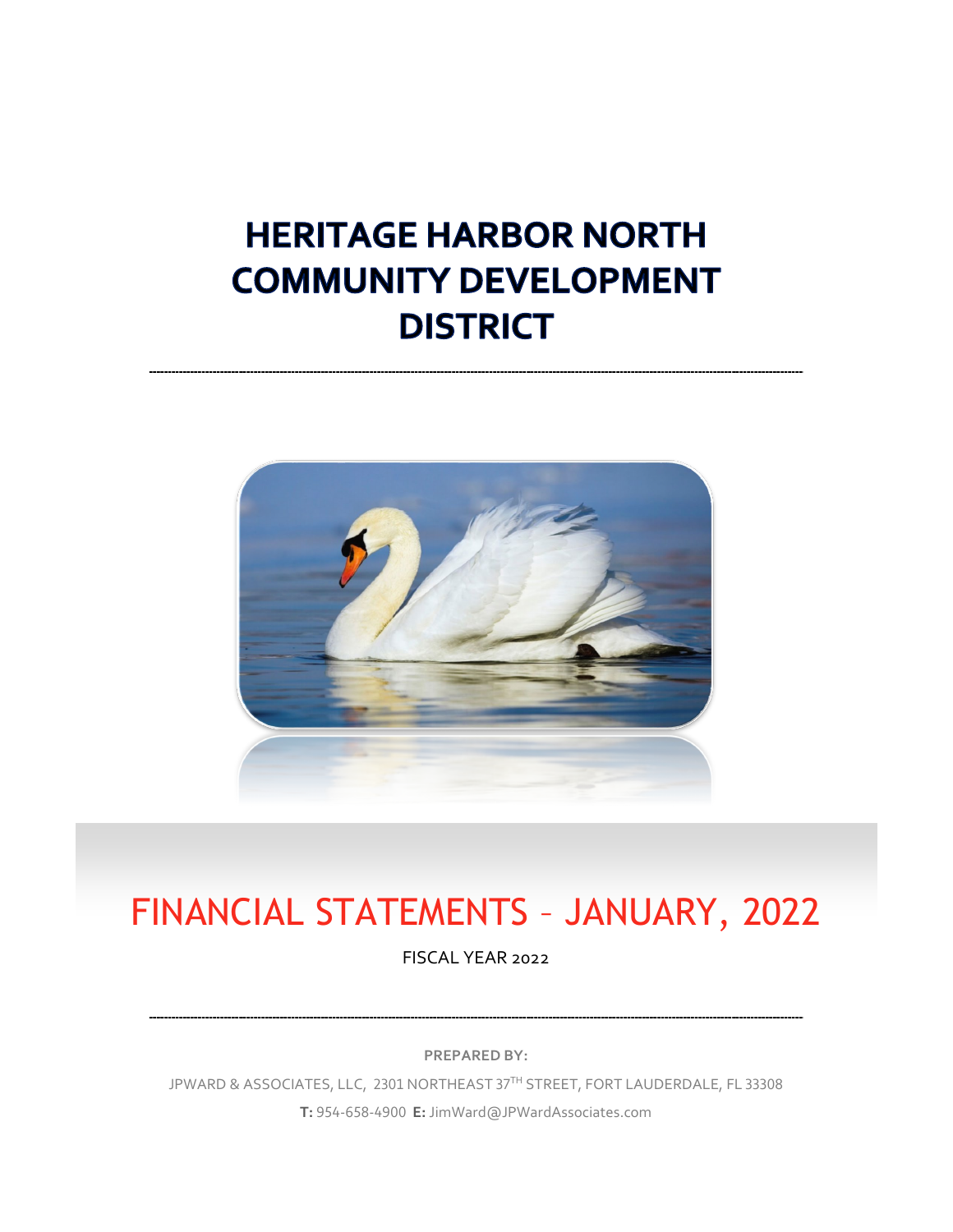# HERITAGE HARBOR NORTH COMMUNITY DEVELOPMENT DISTRICT

---

# FINANCIAL STATEMENTS – JANUARY, 2022

FISCAL YEAR 2022

---

**PREPARED BY:**

JPWARD & ASSOCIATES, LLC, 2301 NORTHEAST 37TH STREET, FORT LAUDERDALE, FL 33308

**T:** 954-658-4900 **E:** JimWard@JPWardAssociates.com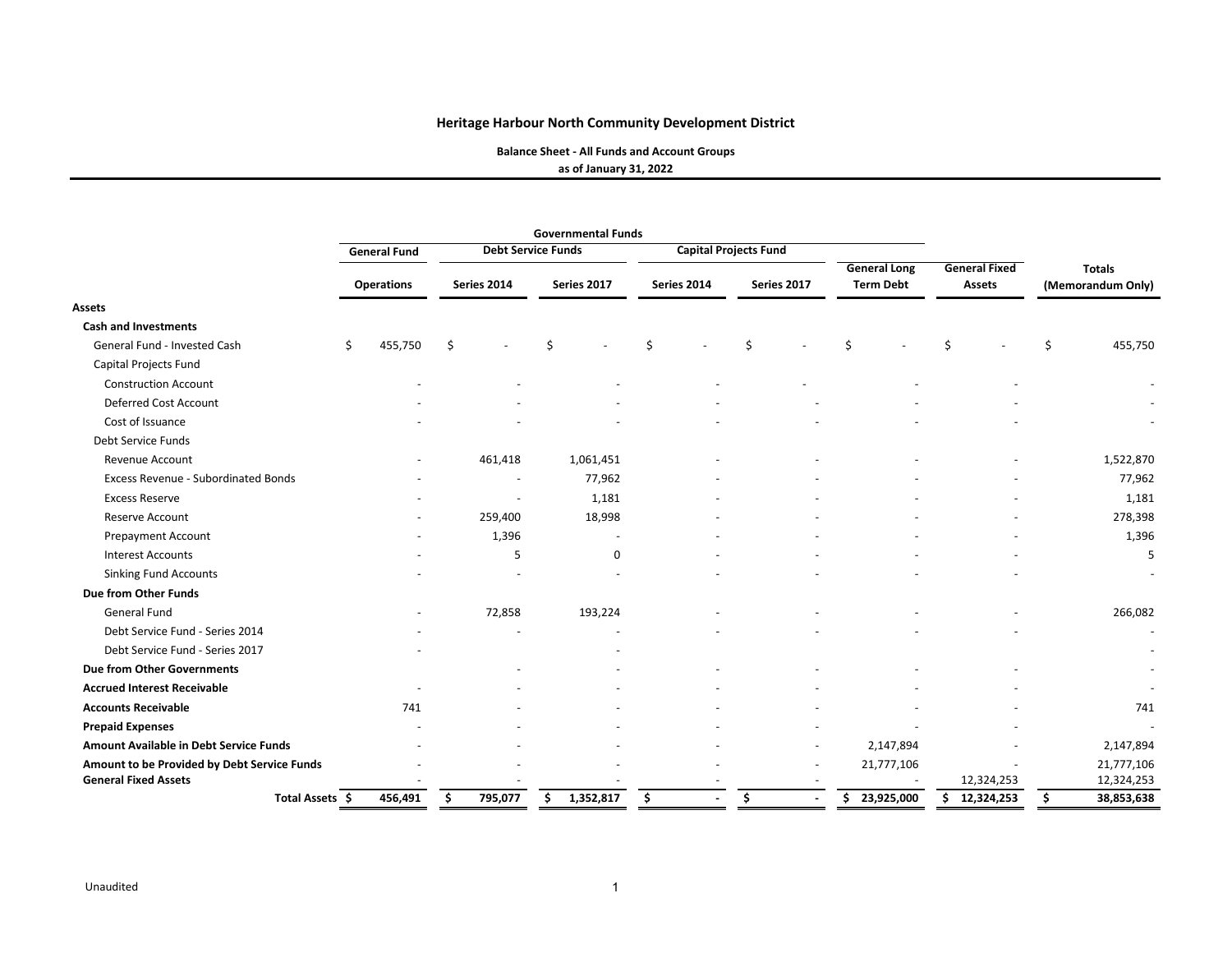# Heritage Harbour North Community Development District

**Balance Sheet - All Funds and Account Groups**
**as of January 31, 2022**

| | Governmental Funds | | | | | | | |
|---|---|---|---|---|---|---|---|---|
| | General Fund | Debt Service Funds | | Capital Projects Fund | | | | |
| | Operations | Series 2014 | Series 2017 | Series 2014 | Series 2017 | General Long Term Debt | General Fixed Assets | Totals (Memorandum Only) |
| **Assets** | | | | | | | | |
| **Cash and Investments** | | | | | | | | |
| General Fund - Invested Cash | $ 455,750 | $ - | $ - | $ - | $ - | $ - | $ - | $ 455,750 |
| Capital Projects Fund | | | | | | | | |
| Construction Account | - | - | - | - | - | - | - | - |
| Deferred Cost Account | - | - | - | - | - | - | - | - |
| Cost of Issuance | - | - | - | - | - | - | - | - |
| Debt Service Funds | | | | | | | | |
| Revenue Account | - | 461,418 | 1,061,451 | - | - | - | - | 1,522,870 |
| Excess Revenue - Subordinated Bonds | - | - | 77,962 | - | - | - | - | 77,962 |
| Excess Reserve | - | - | 1,181 | - | - | - | - | 1,181 |
| Reserve Account | - | 259,400 | 18,998 | - | - | - | - | 278,398 |
| Prepayment Account | - | 1,396 | - | - | - | - | - | 1,396 |
| Interest Accounts | - | 5 | 0 | - | - | - | - | 5 |
| Sinking Fund Accounts | - | - | - | - | - | - | - | - |
| **Due from Other Funds** | | | | | | | | |
| General Fund | - | 72,858 | 193,224 | - | - | - | - | 266,082 |
| Debt Service Fund - Series 2014 | - | - | - | - | - | - | - | - |
| Debt Service Fund - Series 2017 | - | | - | | | | | - |
| **Due from Other Governments** | | - | - | - | - | - | - | - |
| **Accrued Interest Receivable** | - | - | - | - | - | - | - | - |
| **Accounts Receivable** | 741 | - | - | - | - | - | - | 741 |
| **Prepaid Expenses** | - | - | - | - | - | - | - | - |
| **Amount Available in Debt Service Funds** | - | - | - | - | - | 2,147,894 | - | 2,147,894 |
| **Amount to be Provided by Debt Service Funds** | - | - | - | - | - | 21,777,106 | - | 21,777,106 |
| **General Fixed Assets** | - | - | - | - | - | - | 12,324,253 | 12,324,253 |
| **Total Assets** | **$ 456,491** | **$ 795,077** | **$ 1,352,817** | **$ -** | **$ -** | **$ 23,925,000** | **$ 12,324,253** | **$ 38,853,638** |

Unaudited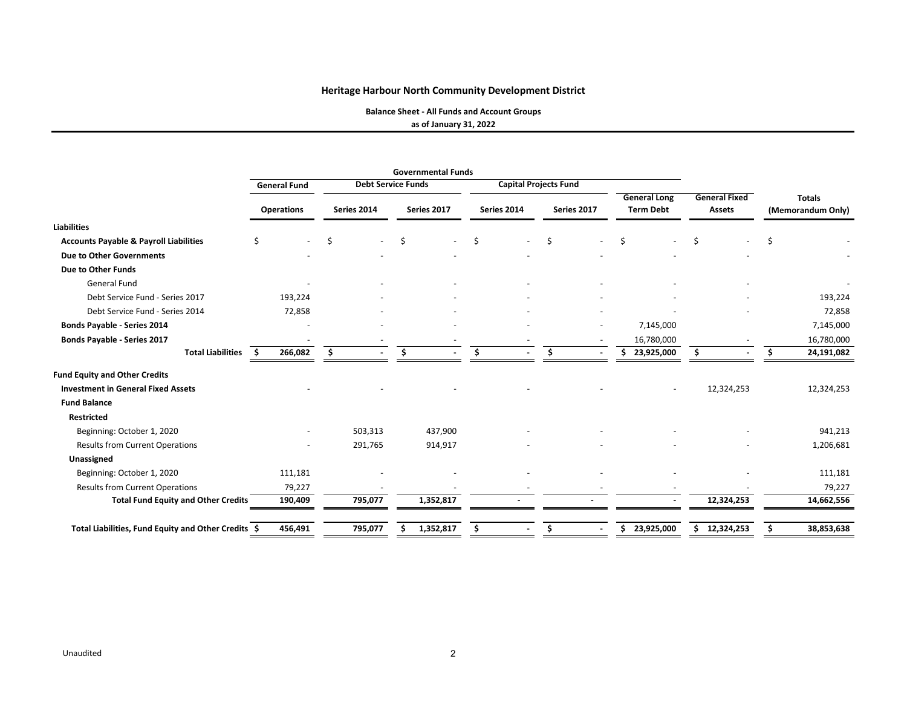# Heritage Harbour North Community Development District

**Balance Sheet - All Funds and Account Groups**
**as of January 31, 2022**

| | Governmental Funds | | | | | | | |
|---|---|---|---|---|---|---|---|---|
| | General Fund | Debt Service Funds | | Capital Projects Fund | | | | |
| | Operations | Series 2014 | Series 2017 | Series 2014 | Series 2017 | General Long Term Debt | General Fixed Assets | Totals (Memorandum Only) |
| **Liabilities** | | | | | | | | |
| **Accounts Payable & Payroll Liabilities** | $ - | $ - | $ - | $ - | $ - | $ - | $ - | $ - |
| **Due to Other Governments** | - | - | - | - | - | - | - | - |
| **Due to Other Funds** | | | | | | | | |
| General Fund | - | - | - | - | - | - | - | - |
| Debt Service Fund - Series 2017 | 193,224 | - | - | - | - | - | - | 193,224 |
| Debt Service Fund - Series 2014 | 72,858 | - | - | - | - | - | - | 72,858 |
| **Bonds Payable - Series 2014** | - | - | - | - | - | 7,145,000 | | 7,145,000 |
| **Bonds Payable - Series 2017** | - | - | - | - | - | 16,780,000 | - | 16,780,000 |
| **Total Liabilities** | **$ 266,082** | **$ -** | **$ -** | **$ -** | **$ -** | **$ 23,925,000** | **$ -** | **$ 24,191,082** |
| **Fund Equity and Other Credits** | | | | | | | | |
| **Investment in General Fixed Assets** | - | - | - | - | - | - | 12,324,253 | 12,324,253 |
| **Fund Balance** | | | | | | | | |
| **Restricted** | | | | | | | | |
| Beginning: October 1, 2020 | - | 503,313 | 437,900 | - | - | - | - | 941,213 |
| Results from Current Operations | - | 291,765 | 914,917 | - | - | - | - | 1,206,681 |
| **Unassigned** | | | | | | | | |
| Beginning: October 1, 2020 | 111,181 | - | - | - | - | - | - | 111,181 |
| Results from Current Operations | 79,227 | - | - | - | - | - | - | 79,227 |
| **Total Fund Equity and Other Credits** | **190,409** | **795,077** | **1,352,817** | **-** | **-** | **-** | **12,324,253** | **14,662,556** |
| **Total Liabilities, Fund Equity and Other Credits** | **$ 456,491** | **795,077** | **$ 1,352,817** | **$ -** | **$ -** | **$ 23,925,000** | **$ 12,324,253** | **$ 38,853,638** |

Unaudited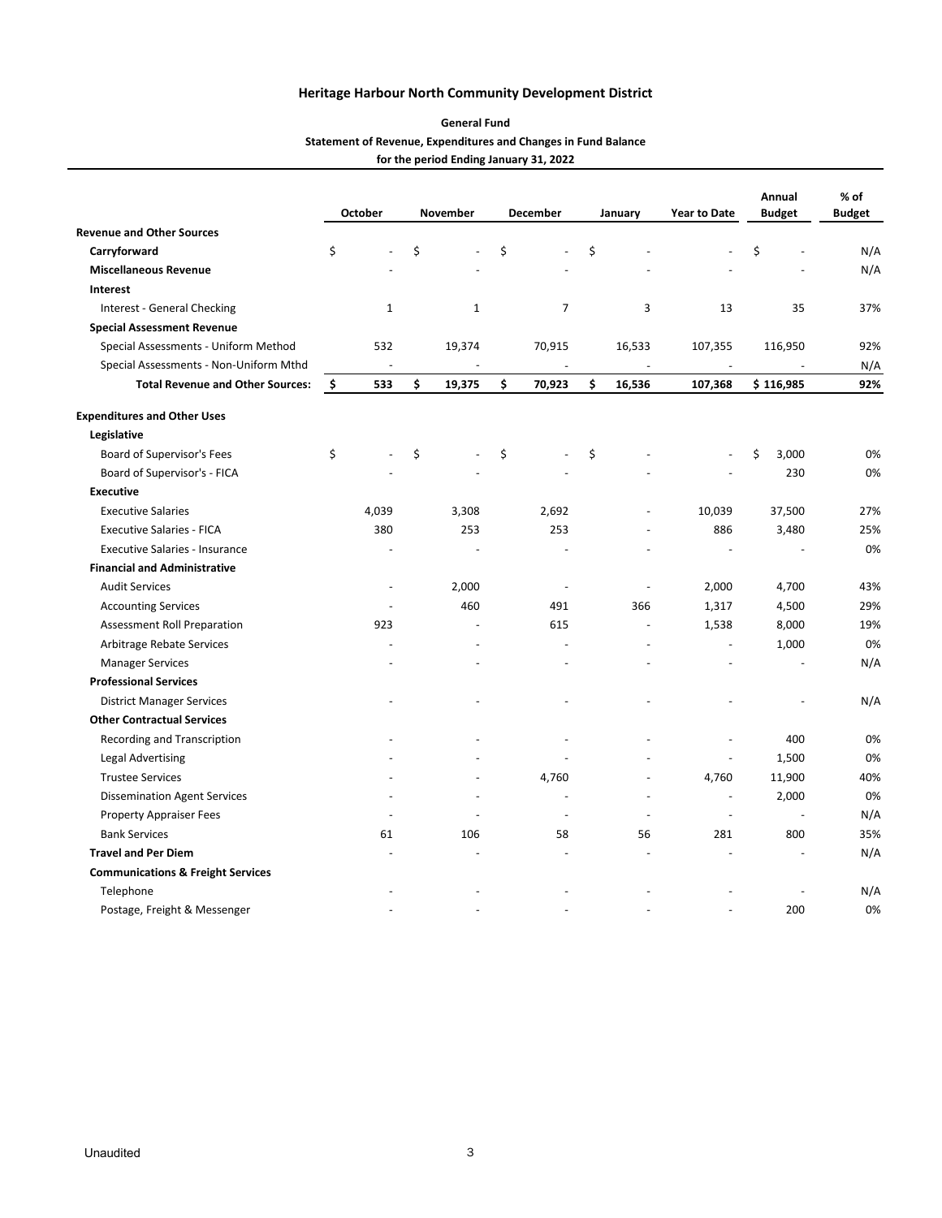## Heritage Harbour North Community Development District

**General Fund**

**Statement of Revenue, Expenditures and Changes in Fund Balance**

**for the period Ending January 31, 2022**

| | October | November | December | January | Year to Date | Annual Budget | % of Budget |
|---|---|---|---|---|---|---|---|
| **Revenue and Other Sources** | | | | | | | |
| **Carryforward** | $ - | $ - | $ - | $ - | - | $ - | N/A |
| **Miscellaneous Revenue** | - | - | - | - | - | - | N/A |
| **Interest** | | | | | | | |
| Interest - General Checking | 1 | 1 | 7 | 3 | 13 | 35 | 37% |
| **Special Assessment Revenue** | | | | | | | |
| Special Assessments - Uniform Method | 532 | 19,374 | 70,915 | 16,533 | 107,355 | 116,950 | 92% |
| Special Assessments - Non-Uniform Mthd | - | - | - | - | - | - | N/A |
| **Total Revenue and Other Sources:** | **$ 533** | **$ 19,375** | **$ 70,923** | **$ 16,536** | **107,368** | **$ 116,985** | **92%** |
| **Expenditures and Other Uses** | | | | | | | |
| **Legislative** | | | | | | | |
| Board of Supervisor's Fees | $ - | $ - | $ - | $ - | - | $ 3,000 | 0% |
| Board of Supervisor's - FICA | - | - | - | - | - | 230 | 0% |
| **Executive** | | | | | | | |
| Executive Salaries | 4,039 | 3,308 | 2,692 | - | 10,039 | 37,500 | 27% |
| Executive Salaries - FICA | 380 | 253 | 253 | - | 886 | 3,480 | 25% |
| Executive Salaries - Insurance | - | - | - | - | - | - | 0% |
| **Financial and Administrative** | | | | | | | |
| Audit Services | - | 2,000 | - | - | 2,000 | 4,700 | 43% |
| Accounting Services | - | 460 | 491 | 366 | 1,317 | 4,500 | 29% |
| Assessment Roll Preparation | 923 | - | 615 | - | 1,538 | 8,000 | 19% |
| Arbitrage Rebate Services | - | - | - | - | - | 1,000 | 0% |
| Manager Services | - | - | - | - | - | - | N/A |
| **Professional Services** | | | | | | | |
| District Manager Services | - | - | - | - | - | - | N/A |
| **Other Contractual Services** | | | | | | | |
| Recording and Transcription | - | - | - | - | - | 400 | 0% |
| Legal Advertising | - | - | - | - | - | 1,500 | 0% |
| Trustee Services | - | - | 4,760 | - | 4,760 | 11,900 | 40% |
| Dissemination Agent Services | - | - | - | - | - | 2,000 | 0% |
| Property Appraiser Fees | - | - | - | - | - | - | N/A |
| Bank Services | 61 | 106 | 58 | 56 | 281 | 800 | 35% |
| **Travel and Per Diem** | - | - | - | - | - | - | N/A |
| **Communications & Freight Services** | | | | | | | |
| Telephone | - | - | - | - | - | - | N/A |
| Postage, Freight & Messenger | - | - | - | - | - | 200 | 0% |

Unaudited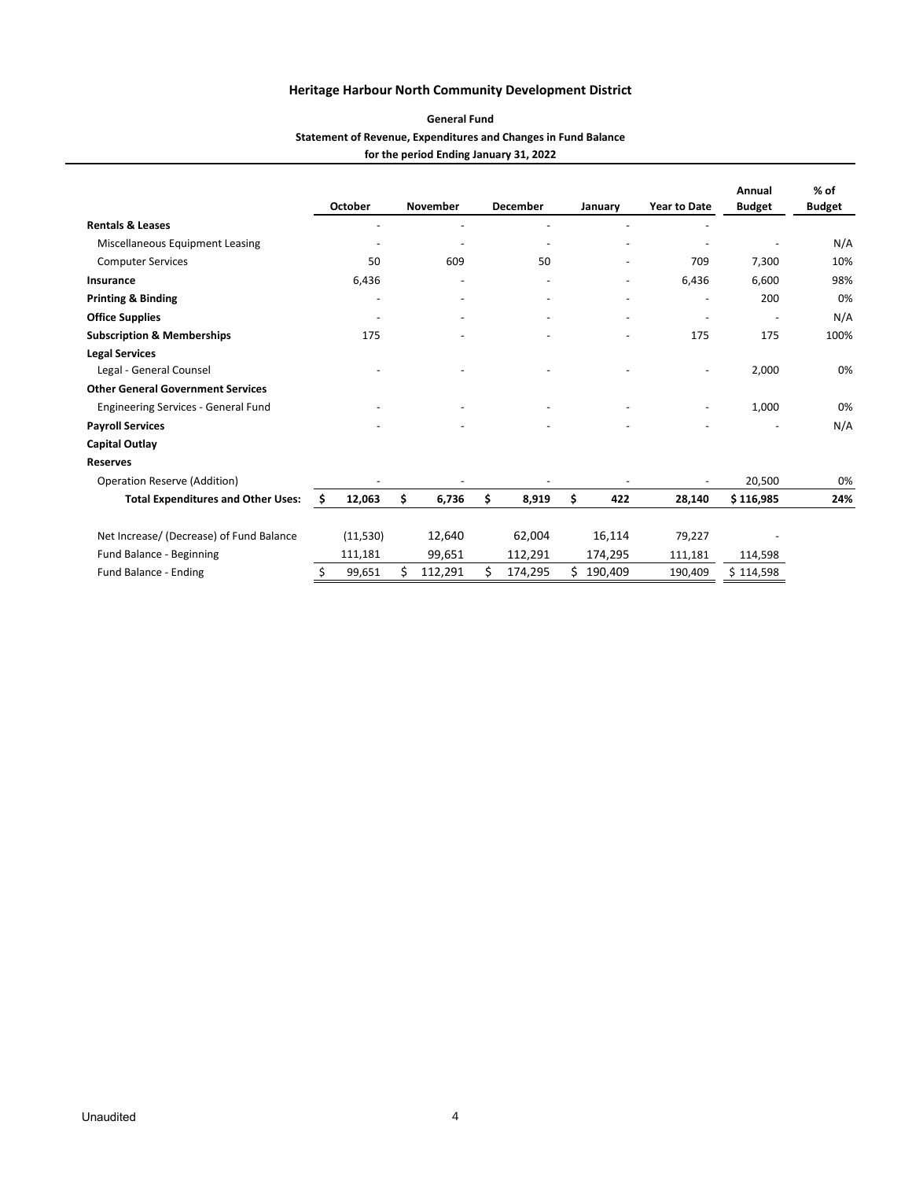## Heritage Harbour North Community Development District

### General Fund
### Statement of Revenue, Expenditures and Changes in Fund Balance
### for the period Ending January 31, 2022

| | October | November | December | January | Year to Date | Annual Budget | % of Budget |
|---|---|---|---|---|---|---|---|
| **Rentals & Leases** | - | - | - | - | - | | |
| Miscellaneous Equipment Leasing | - | - | - | - | - | - | N/A |
| Computer Services | 50 | 609 | 50 | - | 709 | 7,300 | 10% |
| **Insurance** | 6,436 | - | - | - | 6,436 | 6,600 | 98% |
| **Printing & Binding** | - | - | - | - | - | 200 | 0% |
| **Office Supplies** | - | - | - | - | - | - | N/A |
| **Subscription & Memberships** | 175 | - | - | - | 175 | 175 | 100% |
| **Legal Services** | | | | | | | |
| Legal - General Counsel | - | - | - | - | - | 2,000 | 0% |
| **Other General Government Services** | | | | | | | |
| Engineering Services - General Fund | - | - | - | - | - | 1,000 | 0% |
| **Payroll Services** | - | - | - | - | - | - | N/A |
| **Capital Outlay** | | | | | | | |
| **Reserves** | | | | | | | |
| Operation Reserve (Addition) | - | - | - | - | - | 20,500 | 0% |
| **Total Expenditures and Other Uses:** | **$ 12,063** | **$ 6,736** | **$ 8,919** | **$ 422** | **28,140** | **$ 116,985** | **24%** |
| | | | | | | | |
| Net Increase/ (Decrease) of Fund Balance | (11,530) | 12,640 | 62,004 | 16,114 | 79,227 | - | |
| Fund Balance - Beginning | 111,181 | 99,651 | 112,291 | 174,295 | 111,181 | 114,598 | |
| Fund Balance - Ending | $ 99,651 | $ 112,291 | $ 174,295 | $ 190,409 | 190,409 | $ 114,598 | |

Unaudited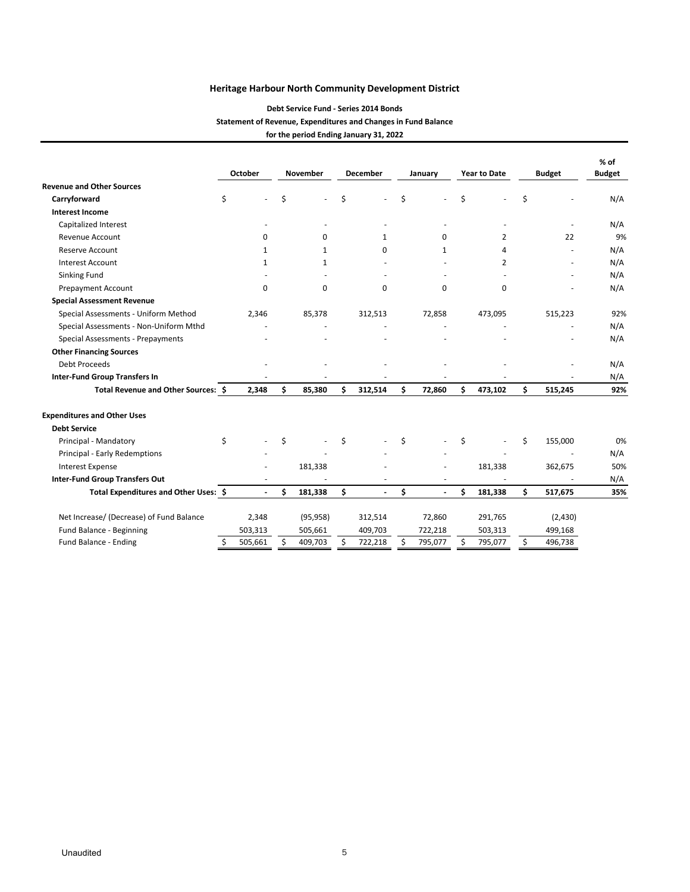## Heritage Harbour North Community Development District

### Debt Service Fund - Series 2014 Bonds

### Statement of Revenue, Expenditures and Changes in Fund Balance

### for the period Ending January 31, 2022

| | October | November | December | January | Year to Date | Budget | % of Budget |
|---|---|---|---|---|---|---|---|
| **Revenue and Other Sources** | | | | | | | |
| **Carryforward** | $ - | $ - | $ - | $ - | $ - | $ - | N/A |
| **Interest Income** | | | | | | | |
| Capitalized Interest | - | - | - | - | - | - | N/A |
| Revenue Account | 0 | 0 | 1 | 0 | 2 | 22 | 9% |
| Reserve Account | 1 | 1 | 0 | 1 | 4 | - | N/A |
| Interest Account | 1 | 1 | - | - | 2 | - | N/A |
| Sinking Fund | - | - | - | - | - | - | N/A |
| Prepayment Account | 0 | 0 | 0 | 0 | 0 | - | N/A |
| **Special Assessment Revenue** | | | | | | | |
| Special Assessments - Uniform Method | 2,346 | 85,378 | 312,513 | 72,858 | 473,095 | 515,223 | 92% |
| Special Assessments - Non-Uniform Mthd | - | - | - | - | - | - | N/A |
| Special Assessments - Prepayments | - | - | - | - | - | - | N/A |
| **Other Financing Sources** | | | | | | | |
| Debt Proceeds | - | - | - | - | - | - | N/A |
| **Inter-Fund Group Transfers In** | - | - | - | - | - | - | N/A |
| **Total Revenue and Other Sources:** | **$ 2,348** | **$ 85,380** | **$ 312,514** | **$ 72,860** | **$ 473,102** | **$ 515,245** | **92%** |
| **Expenditures and Other Uses** | | | | | | | |
| **Debt Service** | | | | | | | |
| Principal - Mandatory | $ - | $ - | $ - | $ - | $ - | $ 155,000 | 0% |
| Principal - Early Redemptions | - | - | - | - | - | - | N/A |
| Interest Expense | - | 181,338 | - | - | 181,338 | 362,675 | 50% |
| **Inter-Fund Group Transfers Out** | - | - | - | - | - | - | N/A |
| **Total Expenditures and Other Uses:** | **$ -** | **$ 181,338** | **$ -** | **$ -** | **$ 181,338** | **$ 517,675** | **35%** |
| Net Increase/ (Decrease) of Fund Balance | 2,348 | (95,958) | 312,514 | 72,860 | 291,765 | (2,430) | |
| Fund Balance - Beginning | 503,313 | 505,661 | 409,703 | 722,218 | 503,313 | 499,168 | |
| Fund Balance - Ending | $ 505,661 | $ 409,703 | $ 722,218 | $ 795,077 | $ 795,077 | $ 496,738 | |

Unaudited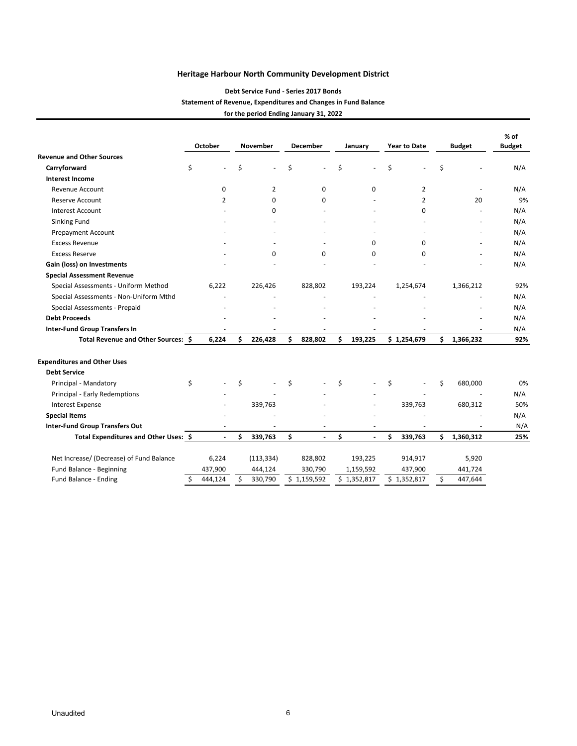# Heritage Harbour North Community Development District

## Debt Service Fund - Series 2017 Bonds

### Statement of Revenue, Expenditures and Changes in Fund Balance

**for the period Ending January 31, 2022**

| | October | November | December | January | Year to Date | Budget | % of Budget |
|---|---|---|---|---|---|---|---|
| **Revenue and Other Sources** | | | | | | | |
| **Carryforward** | $ - | $ - | $ - | $ - | $ - | $ - | N/A |
| **Interest Income** | | | | | | | |
| Revenue Account | 0 | 2 | 0 | 0 | 2 | - | N/A |
| Reserve Account | 2 | 0 | 0 | - | 2 | 20 | 9% |
| Interest Account | - | 0 | - | - | 0 | - | N/A |
| Sinking Fund | - | - | - | - | - | - | N/A |
| Prepayment Account | - | - | - | - | - | - | N/A |
| Excess Revenue | - | - | - | 0 | 0 | - | N/A |
| Excess Reserve | - | 0 | 0 | 0 | 0 | - | N/A |
| **Gain (loss) on Investments** | - | - | - | - | - | - | N/A |
| **Special Assessment Revenue** | | | | | | | |
| Special Assessments - Uniform Method | 6,222 | 226,426 | 828,802 | 193,224 | 1,254,674 | 1,366,212 | 92% |
| Special Assessments - Non-Uniform Mthd | - | - | - | - | - | - | N/A |
| Special Assessments - Prepaid | - | - | - | - | - | - | N/A |
| **Debt Proceeds** | - | - | - | - | - | - | N/A |
| **Inter-Fund Group Transfers In** | - | - | - | - | - | - | N/A |
| **Total Revenue and Other Sources:** | **$ 6,224** | **$ 226,428** | **$ 828,802** | **$ 193,225** | **$ 1,254,679** | **$ 1,366,232** | **92%** |
| **Expenditures and Other Uses** | | | | | | | |
| **Debt Service** | | | | | | | |
| Principal - Mandatory | $ - | $ - | $ - | $ - | $ - | $ 680,000 | 0% |
| Principal - Early Redemptions | - | - | - | - | - | - | N/A |
| Interest Expense | - | 339,763 | - | - | 339,763 | 680,312 | 50% |
| **Special Items** | - | - | - | - | - | - | N/A |
| **Inter-Fund Group Transfers Out** | - | - | - | - | - | - | N/A |
| **Total Expenditures and Other Uses:** | **$ -** | **$ 339,763** | **$ -** | **$ -** | **$ 339,763** | **$ 1,360,312** | **25%** |
| Net Increase/ (Decrease) of Fund Balance | 6,224 | (113,334) | 828,802 | 193,225 | 914,917 | 5,920 | |
| Fund Balance - Beginning | 437,900 | 444,124 | 330,790 | 1,159,592 | 437,900 | 441,724 | |
| Fund Balance - Ending | $ 444,124 | $ 330,790 | $ 1,159,592 | $ 1,352,817 | $ 1,352,817 | $ 447,644 | |

Unaudited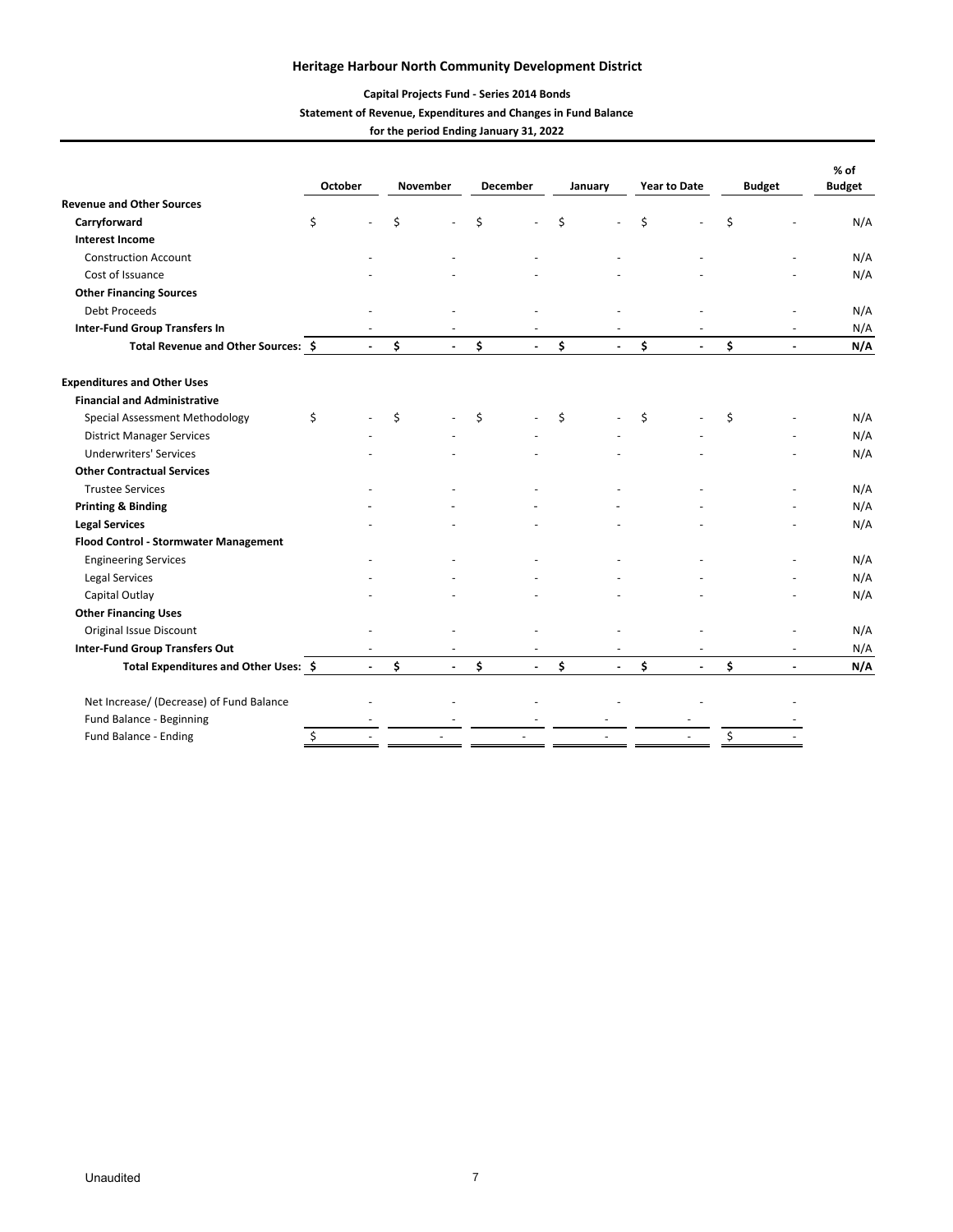# Heritage Harbour North Community Development District

## Capital Projects Fund - Series 2014 Bonds

### Statement of Revenue, Expenditures and Changes in Fund Balance

### for the period Ending January 31, 2022

| | October | November | December | January | Year to Date | Budget | % of Budget |
|---|---|---|---|---|---|---|---|
| **Revenue and Other Sources** | | | | | | | |
| **Carryforward** | $ - | $ - | $ - | $ - | $ - | $ - | N/A |
| **Interest Income** | | | | | | | |
| Construction Account | - | - | - | - | - | - | N/A |
| Cost of Issuance | - | - | - | - | - | - | N/A |
| **Other Financing Sources** | | | | | | | |
| Debt Proceeds | - | - | - | - | - | - | N/A |
| **Inter-Fund Group Transfers In** | - | - | - | - | - | - | N/A |
| **Total Revenue and Other Sources:** | **$ -** | **$ -** | **$ -** | **$ -** | **$ -** | **$ -** | **N/A** |
| **Expenditures and Other Uses** | | | | | | | |
| **Financial and Administrative** | | | | | | | |
| Special Assessment Methodology | $ - | $ - | $ - | $ - | $ - | $ - | N/A |
| District Manager Services | - | - | - | - | - | - | N/A |
| Underwriters' Services | - | - | - | - | - | - | N/A |
| **Other Contractual Services** | | | | | | | |
| Trustee Services | - | - | - | - | - | - | N/A |
| **Printing & Binding** | - | - | - | - | - | - | N/A |
| **Legal Services** | - | - | - | - | - | - | N/A |
| **Flood Control - Stormwater Management** | | | | | | | |
| Engineering Services | - | - | - | - | - | - | N/A |
| Legal Services | - | - | - | - | - | - | N/A |
| Capital Outlay | - | - | - | - | - | - | N/A |
| **Other Financing Uses** | | | | | | | |
| Original Issue Discount | - | - | - | - | - | - | N/A |
| **Inter-Fund Group Transfers Out** | - | - | - | - | - | - | N/A |
| **Total Expenditures and Other Uses:** | **$ -** | **$ -** | **$ -** | **$ -** | **$ -** | **$ -** | **N/A** |
| Net Increase/ (Decrease) of Fund Balance | - | - | - | - | - | - | |
| Fund Balance - Beginning | - | - | - | - | - | - | |
| Fund Balance - Ending | $ - | - | - | - | - | $ - | |

Unaudited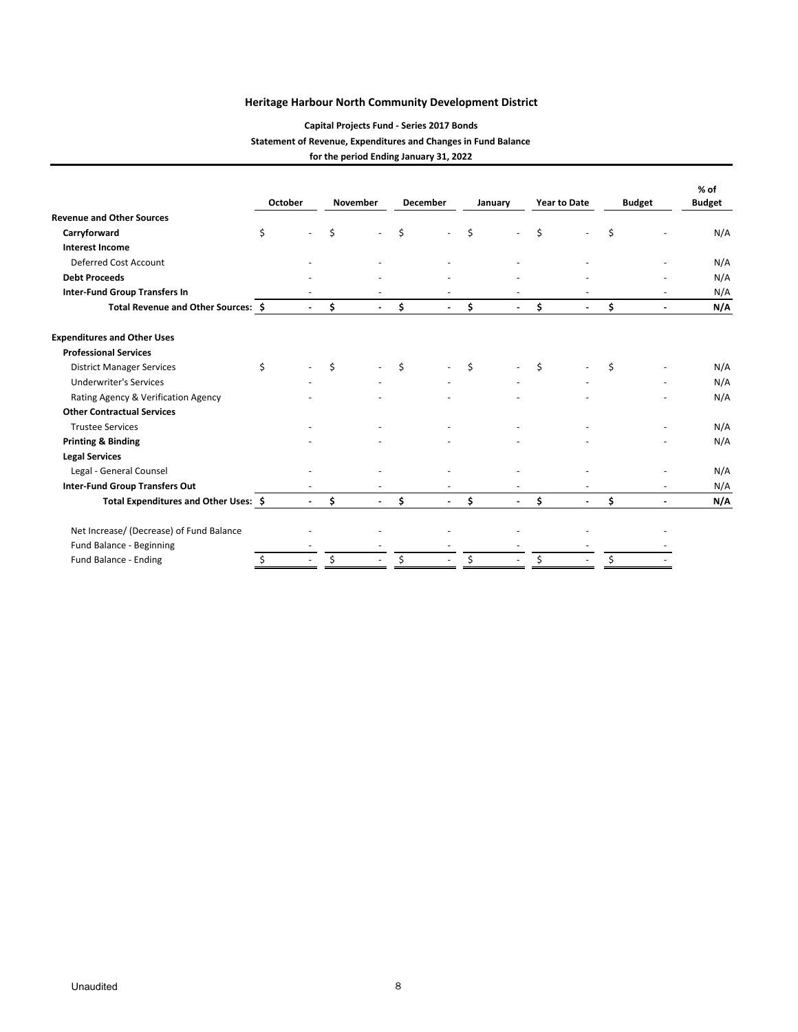## Heritage Harbour North Community Development District

### Capital Projects Fund - Series 2017 Bonds

### Statement of Revenue, Expenditures and Changes in Fund Balance

### for the period Ending January 31, 2022

| | October | November | December | January | Year to Date | Budget | % of Budget |
|---|---|---|---|---|---|---|---|
| **Revenue and Other Sources** | | | | | | | |
| **Carryforward** | $ - | $ - | $ - | $ - | $ - | $ - | N/A |
| **Interest Income** | | | | | | | |
| Deferred Cost Account | - | - | - | - | - | - | N/A |
| **Debt Proceeds** | - | - | - | - | - | - | N/A |
| **Inter-Fund Group Transfers In** | - | - | - | - | - | - | N/A |
| **Total Revenue and Other Sources:** | **$ -** | **$ -** | **$ -** | **$ -** | **$ -** | **$ -** | **N/A** |
| **Expenditures and Other Uses** | | | | | | | |
| **Professional Services** | | | | | | | |
| District Manager Services | $ - | $ - | $ - | $ - | $ - | $ - | N/A |
| Underwriter's Services | - | - | - | - | - | - | N/A |
| Rating Agency & Verification Agency | - | - | - | - | - | - | N/A |
| **Other Contractual Services** | | | | | | | |
| Trustee Services | - | - | - | - | - | - | N/A |
| **Printing & Binding** | - | - | - | - | - | - | N/A |
| **Legal Services** | | | | | | | |
| Legal - General Counsel | - | - | - | - | - | - | N/A |
| **Inter-Fund Group Transfers Out** | - | - | - | - | - | - | N/A |
| **Total Expenditures and Other Uses:** | **$ -** | **$ -** | **$ -** | **$ -** | **$ -** | **$ -** | **N/A** |
| Net Increase/ (Decrease) of Fund Balance | - | - | - | - | - | - | |
| Fund Balance - Beginning | - | - | - | - | - | - | |
| Fund Balance - Ending | $ - | $ - | $ - | $ - | $ - | $ - | |

Unaudited